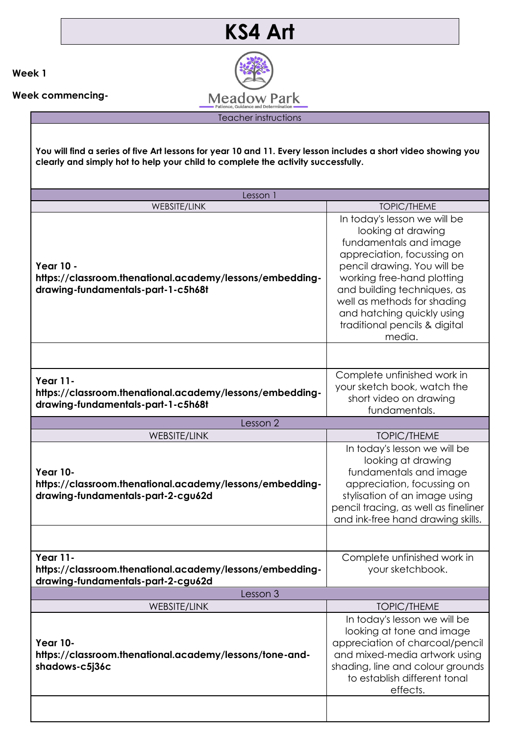# KS4 Art

**Week 1**

**Week commencing-**

Meadow Park
Patience, Guidance and Determination

| Teacher instructions |
|---|
| **You will find a series of five Art lessons for year 10 and 11. Every lesson includes a short video showing you clearly and simply hot to help your child to complete the activity successfully.** |

| Lesson 1 | |
|---|---|
| WEBSITE/LINK | TOPIC/THEME |
| **Year 10 - https://classroom.thenational.academy/lessons/embedding-drawing-fundamentals-part-1-c5h68t** | In today's lesson we will be looking at drawing fundamentals and image appreciation, focussing on pencil drawing. You will be working free-hand plotting and building techniques, as well as methods for shading and hatching quickly using traditional pencils & digital media. |
| | |
| **Year 11- https://classroom.thenational.academy/lessons/embedding-drawing-fundamentals-part-1-c5h68t** | Complete unfinished work in your sketch book, watch the short video on drawing fundamentals. |

| Lesson 2 | |
|---|---|
| WEBSITE/LINK | TOPIC/THEME |
| **Year 10- https://classroom.thenational.academy/lessons/embedding-drawing-fundamentals-part-2-cgu62d** | In today's lesson we will be looking at drawing fundamentals and image appreciation, focussing on stylisation of an image using pencil tracing, as well as fineliner and ink-free hand drawing skills. |
| | |
| **Year 11- https://classroom.thenational.academy/lessons/embedding-drawing-fundamentals-part-2-cgu62d** | Complete unfinished work in your sketchbook. |

| Lesson 3 | |
|---|---|
| WEBSITE/LINK | TOPIC/THEME |
| **Year 10- https://classroom.thenational.academy/lessons/tone-and-shadows-c5j36c** | In today's lesson we will be looking at tone and image appreciation of charcoal/pencil and mixed-media artwork using shading, line and colour grounds to establish different tonal effects. |
| | |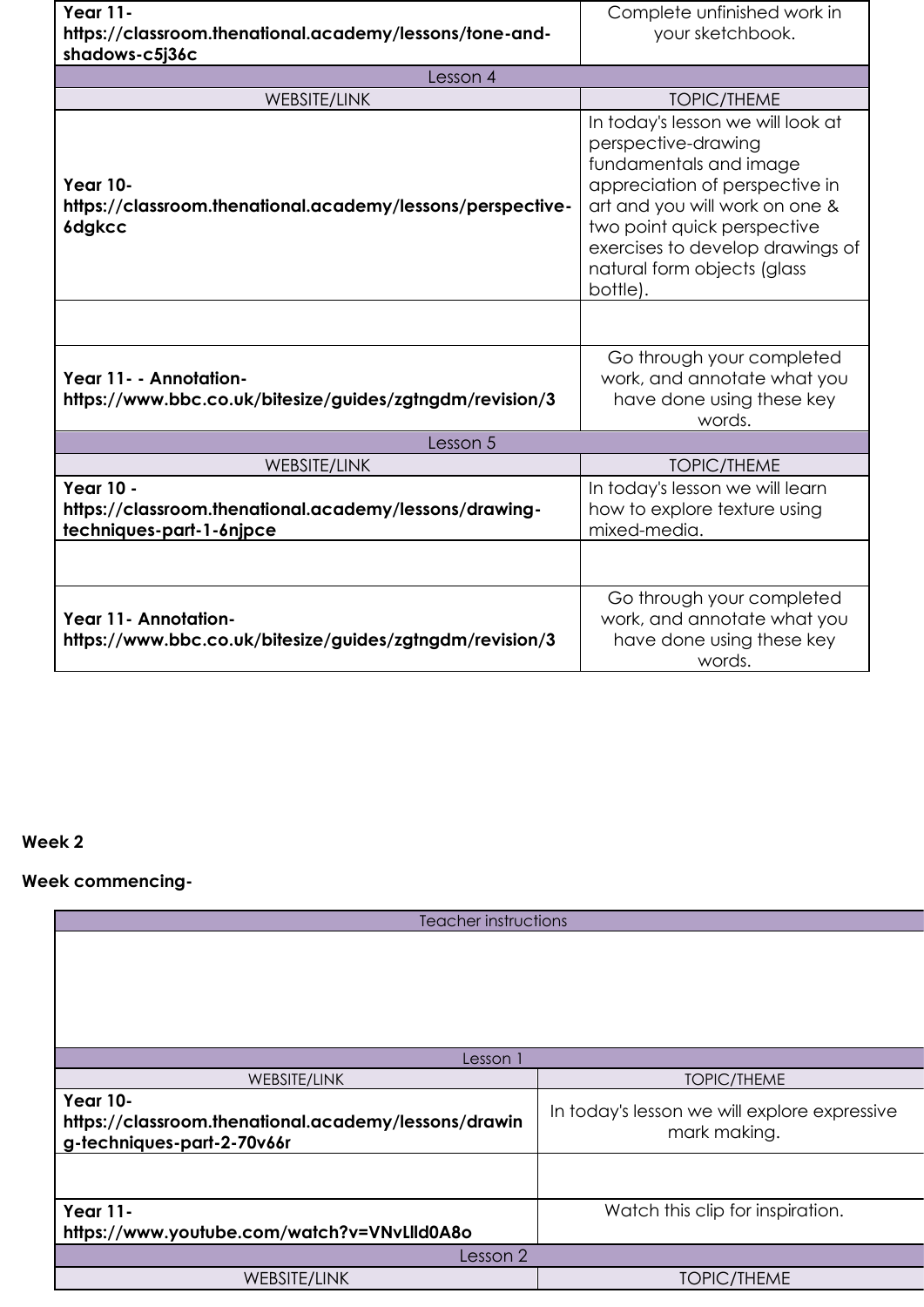| | |
|---|---|
| **Year 11- https://classroom.thenational.academy/lessons/tone-and-shadows-c5j36c** | Complete unfinished work in your sketchbook. |
| Lesson 4 | |
| WEBSITE/LINK | TOPIC/THEME |
| **Year 10- https://classroom.thenational.academy/lessons/perspective-6dgkcc** | In today's lesson we will look at perspective-drawing fundamentals and image appreciation of perspective in art and you will work on one & two point quick perspective exercises to develop drawings of natural form objects (glass bottle). |
| | |
| **Year 11- - Annotation- https://www.bbc.co.uk/bitesize/guides/zgtngdm/revision/3** | Go through your completed work, and annotate what you have done using these key words. |
| Lesson 5 | |
| WEBSITE/LINK | TOPIC/THEME |
| **Year 10 - https://classroom.thenational.academy/lessons/drawing-techniques-part-1-6njpce** | In today's lesson we will learn how to explore texture using mixed-media. |
| | |
| **Year 11- Annotation- https://www.bbc.co.uk/bitesize/guides/zgtngdm/revision/3** | Go through your completed work, and annotate what you have done using these key words. |

**Week 2**

**Week commencing-**

| Teacher instructions | |
|---|---|
| | |
| Lesson 1 | |
| WEBSITE/LINK | TOPIC/THEME |
| **Year 10- https://classroom.thenational.academy/lessons/drawing-techniques-part-2-70v66r** | In today's lesson we will explore expressive mark making. |
| | |
| **Year 11- https://www.youtube.com/watch?v=VNvLlld0A8o** | Watch this clip for inspiration. |
| Lesson 2 | |
| WEBSITE/LINK | TOPIC/THEME |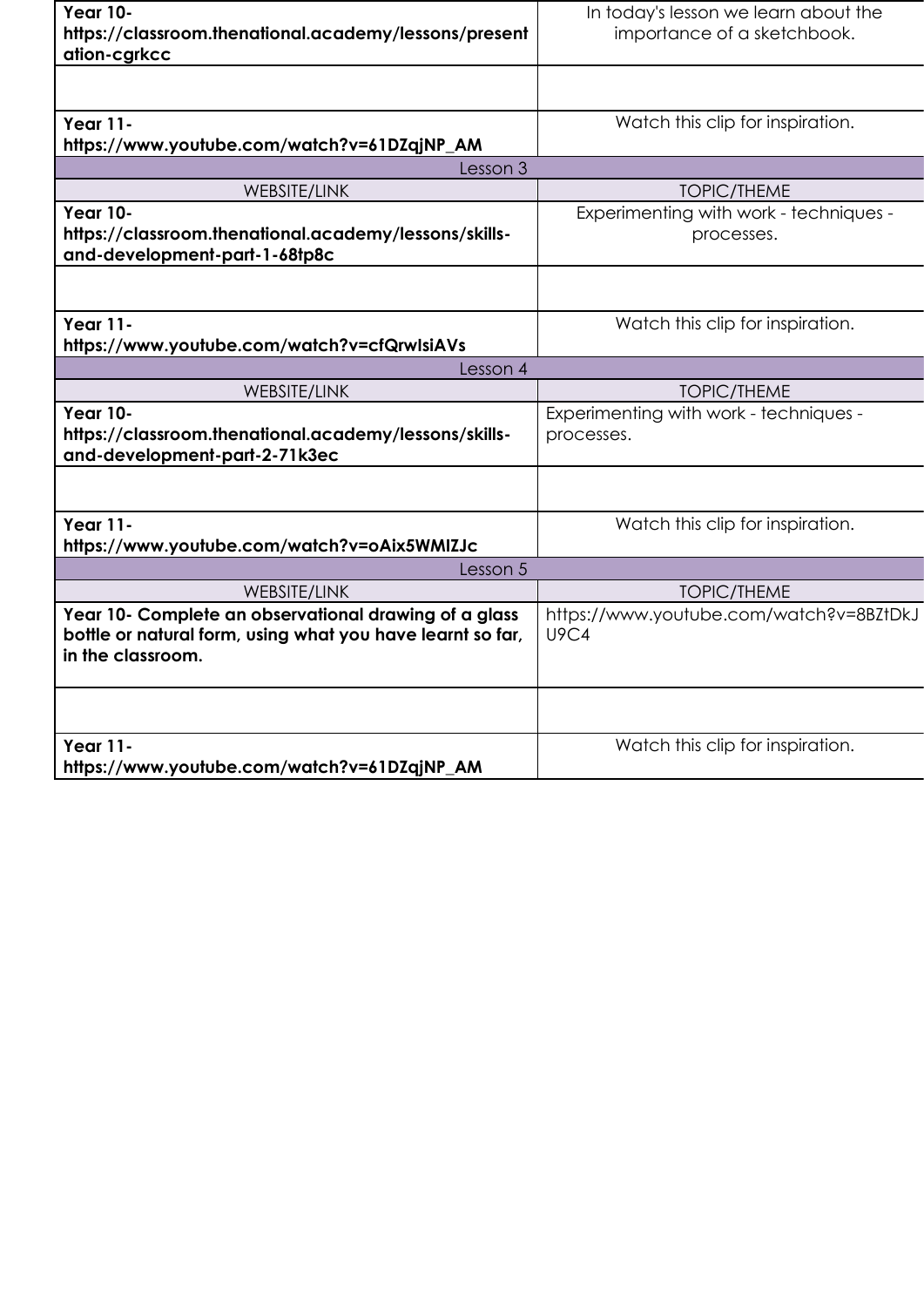| | |
|---|---|
| **Year 10- https://classroom.thenational.academy/lessons/presentation-cgrkcc** | In today's lesson we learn about the importance of a sketchbook. |
| | |
| **Year 11- https://www.youtube.com/watch?v=61DZqjNP_AM** | Watch this clip for inspiration. |
| Lesson 3 | |
| WEBSITE/LINK | TOPIC/THEME |
| **Year 10- https://classroom.thenational.academy/lessons/skills-and-development-part-1-68tp8c** | Experimenting with work - techniques - processes. |
| | |
| **Year 11- https://www.youtube.com/watch?v=cfQrwIsiAVs** | Watch this clip for inspiration. |
| Lesson 4 | |
| WEBSITE/LINK | TOPIC/THEME |
| **Year 10- https://classroom.thenational.academy/lessons/skills-and-development-part-2-71k3ec** | Experimenting with work - techniques - processes. |
| | |
| **Year 11- https://www.youtube.com/watch?v=oAix5WMIZJc** | Watch this clip for inspiration. |
| Lesson 5 | |
| WEBSITE/LINK | TOPIC/THEME |
| **Year 10- Complete an observational drawing of a glass bottle or natural form, using what you have learnt so far, in the classroom.** | https://www.youtube.com/watch?v=8BZtDkJU9C4 |
| | |
| **Year 11- https://www.youtube.com/watch?v=61DZqjNP_AM** | Watch this clip for inspiration. |